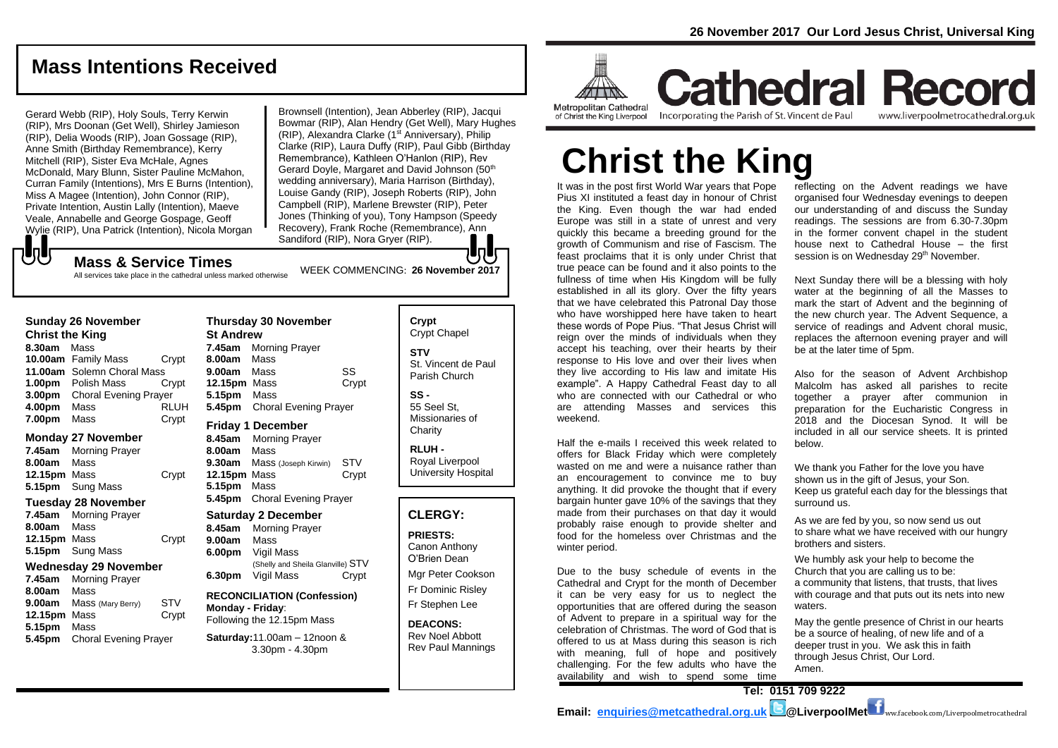26 November 2017 Our Lord Jesus Christ, Universal King

# Cathedral Record

Metropolitan Cathedral of Christ the King Liverpool — Incorporating the Parish of St. Vincent de Paul — www.liverpoolmetrocathedral.org.uk

# Christ the King

It was in the post first World War years that Pope Pius XI instituted a feast day in honour of Christ the King. Even though the war had ended Europe was still in a state of unrest and very quickly this became a breeding ground for the growth of Communism and rise of Fascism. The feast proclaims that it is only under Christ that true peace can be found and it also points to the fullness of time when His Kingdom will be fully established in all its glory. Over the fifty years that we have celebrated this Patronal Day those who have worshipped here have taken to heart these words of Pope Pius. "That Jesus Christ will reign over the minds of individuals when they accept his teaching, over their hearts by their response to His love and over their lives when they live according to His law and imitate His example". A Happy Cathedral Feast day to all who are connected with our Cathedral or who are attending Masses and services this weekend.

Half the e-mails I received this week related to offers for Black Friday which were completely wasted on me and were a nuisance rather than an encouragement to convince me to buy anything. It did provoke the thought that if every bargain hunter gave 10% of the savings that they made from their purchases on that day it would probably raise enough to provide shelter and food for the homeless over Christmas and the winter period.

Due to the busy schedule of events in the Cathedral and Crypt for the month of December it can be very easy for us to neglect the opportunities that are offered during the season of Advent to prepare in a spiritual way for the celebration of Christmas. The word of God that is offered to us at Mass during this season is rich with meaning, full of hope and positively challenging. For the few adults who have the availability and wish to spend some time reflecting on the Advent readings we have organised four Wednesday evenings to deepen our understanding of and discuss the Sunday readings. The sessions are from 6.30-7.30pm in the former convent chapel in the student house next to Cathedral House – the first session is on Wednesday 29th November.

Next Sunday there will be a blessing with holy water at the beginning of all the Masses to mark the start of Advent and the beginning of the new church year. The Advent Sequence, a service of readings and Advent choral music, replaces the afternoon evening prayer and will be at the later time of 5pm.

Also for the season of Advent Archbishop Malcolm has asked all parishes to recite together a prayer after communion in preparation for the Eucharistic Congress in 2018 and the Diocesan Synod. It will be included in all our service sheets. It is printed below.

We thank you Father for the love you have
shown us in the gift of Jesus, your Son.
Keep us grateful each day for the blessings that surround us.

As we are fed by you, so now send us out
to share what we have received with our hungry brothers and sisters.

We humbly ask your help to become the
Church that you are calling us to be:
a community that listens, that trusts, that lives with courage and that puts out its nets into new waters.

May the gentle presence of Christ in our hearts be a source of healing, of new life and of a deeper trust in you. We ask this in faith through Jesus Christ, Our Lord.
Amen.

## Mass Intentions Received

Gerard Webb (RIP), Holy Souls, Terry Kerwin (RIP), Mrs Doonan (Get Well), Shirley Jamieson (RIP), Delia Woods (RIP), Joan Gossage (RIP), Anne Smith (Birthday Remembrance), Kerry Mitchell (RIP), Sister Eva McHale, Agnes McDonald, Mary Blunn, Sister Pauline McMahon, Curran Family (Intentions), Mrs E Burns (Intention), Miss A Magee (Intention), John Connor (RIP), Private Intention, Austin Lally (Intention), Maeve Veale, Annabelle and George Gospage, Geoff Wylie (RIP), Una Patrick (Intention), Nicola Morgan Brownsell (Intention), Jean Abberley (RIP), Jacqui Bowmar (RIP), Alan Hendry (Get Well), Mary Hughes (RIP), Alexandra Clarke (1st Anniversary), Philip Clarke (RIP), Laura Duffy (RIP), Paul Gibb (Birthday Remembrance), Kathleen O'Hanlon (RIP), Rev Gerard Doyle, Margaret and David Johnson (50th wedding anniversary), Maria Harrison (Birthday), Louise Gandy (RIP), Joseph Roberts (RIP), John Campbell (RIP), Marlene Brewster (RIP), Peter Jones (Thinking of you), Tony Hampson (Speedy Recovery), Frank Roche (Remembrance), Ann Sandiford (RIP), Nora Gryer (RIP).

## Mass & Service Times

All services take place in the cathedral unless marked otherwise

WEEK COMMENCING: **26 November 2017**

### Sunday 26 November
**Christ the King**

**8.30am** Mass
**10.00am** Family Mass — Crypt
**11.00am** Solemn Choral Mass
**1.00pm** Polish Mass — Crypt
**3.00pm** Choral Evening Prayer
**4.00pm** Mass — RLUH
**7.00pm** Mass — Crypt

### Monday 27 November

**7.45am** Morning Prayer
**8.00am** Mass
**12.15pm** Mass — Crypt
**5.15pm** Sung Mass

### Tuesday 28 November

**7.45am** Morning Prayer
**8.00am** Mass
**12.15pm** Mass — Crypt
**5.15pm** Sung Mass

### Wednesday 29 November

**7.45am** Morning Prayer
**8.00am** Mass
**9.00am** Mass (Mary Berry) — STV
**12.15pm** Mass — Crypt
**5.15pm** Mass
**5.45pm** Choral Evening Prayer

### Thursday 30 November
**St Andrew**

**7.45am** Morning Prayer
**8.00am** Mass
**9.00am** Mass — SS
**12.15pm** Mass — Crypt
**5.15pm** Mass
**5.45pm** Choral Evening Prayer

### Friday 1 December

**8.45am** Morning Prayer
**8.00am** Mass
**9.30am** Mass (Joseph Kirwin) — STV
**12.15pm** Mass — Crypt
**5.15pm** Mass
**5.45pm** Choral Evening Prayer

### Saturday 2 December

**8.45am** Morning Prayer
**9.00am** Mass
**6.00pm** Vigil Mass (Shelly and Sheila Glanville) — STV
**6.30pm** Vigil Mass — Crypt

**RECONCILIATION (Confession)**
**Monday - Friday**: Following the 12.15pm Mass
**Saturday:** 11.00am – 12noon & 3.30pm - 4.30pm

**Crypt** Crypt Chapel
**STV** St. Vincent de Paul Parish Church
**SS -** 55 Seel St, Missionaries of Charity
**RLUH -** Royal Liverpool University Hospital

## CLERGY:

**PRIESTS:**
Canon Anthony O'Brien Dean
Mgr Peter Cookson
Fr Dominic Risley
Fr Stephen Lee

**DEACONS:**
Rev Noel Abbott
Rev Paul Mannings

**Tel: 0151 709 9222**
**Email: enquiries@metcathedral.org.uk @LiverpoolMet** www.facebook.com/Liverpoolmetrocathedral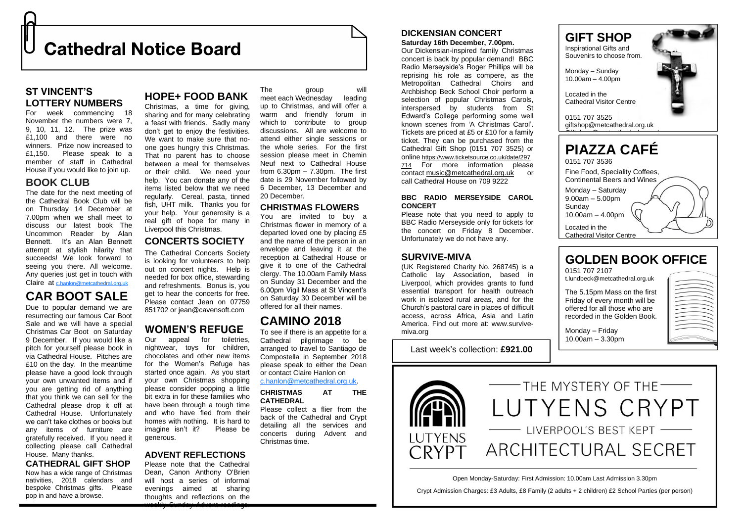# Cathedral Notice Board

## ST VINCENT'S LOTTERY NUMBERS

For week commencing 18 November the numbers were 7, 9, 10, 11, 12. The prize was £1,100 and there were no winners. Prize now increased to £1,150. Please speak to a member of staff in Cathedral House if you would like to join up.

## BOOK CLUB

The date for the next meeting of the Cathedral Book Club will be on Thursday 14 December at 7.00pm when we shall meet to discuss our latest book The Uncommon Reader by Alan Bennett. It's an Alan Bennett attempt at stylish hilarity that succeeds! We look forward to seeing you there. All welcome. Any queries just get in touch with Claire at c.hanlon@metcathedral.org.uk

## CAR BOOT SALE

Due to popular demand we are resurrecting our famous Car Boot Sale and we will have a special Christmas Car Boot on Saturday 9 December. If you would like a pitch for yourself please book in via Cathedral House. Pitches are £10 on the day. In the meantime please have a good look through your own unwanted items and if you are getting rid of anything that you think we can sell for the Cathedral please drop it off at Cathedral House. Unfortunately we can't take clothes or books but any items of furniture are gratefully received. If you need it collecting please call Cathedral House. Many thanks.

### CATHEDRAL GIFT SHOP

Now has a wide range of Christmas nativities, 2018 calendars and bespoke Christmas gifts. Please pop in and have a browse.

## HOPE+ FOOD BANK

Christmas, a time for giving, sharing and for many celebrating a feast with friends. Sadly many don't get to enjoy the festivities. We want to make sure that no-one goes hungry this Christmas. That no parent has to choose between a meal for themselves or their child. We need your help. You can donate any of the items listed below that we need regularly. Cereal, pasta, tinned fish, UHT milk. Thanks you for your help. Your generosity is a real gift of hope for many in Liverpool this Christmas.

## CONCERTS SOCIETY

The Cathedral Concerts Society is looking for volunteers to help out on concert nights. Help is needed for box office, stewarding and refreshments. Bonus is, you get to hear the concerts for free. Please contact Jean on 07759 851702 or jean@cavensoft.com

## WOMEN'S REFUGE

Our appeal for toiletries, nightwear, toys for children, chocolates and other new items for the Women's Refuge has started once again. As you start your own Christmas shopping please consider popping a little bit extra in for these families who have been through a tough time and who have fled from their homes with nothing. It is hard to imagine isn't it? Please be generous.

### ADVENT REFLECTIONS

Please note that the Cathedral Dean, Canon Anthony O'Brien will host a series of informal evenings aimed at sharing thoughts and reflections on the weekly Sunday Advent readings. The group will meet each Wednesday leading up to Christmas, and will offer a warm and friendly forum in which to contribute to group discussions. All are welcome to attend either single sessions or the whole series. For the first session please meet in Chemin Neuf next to Cathedral House from 6.30pm – 7.30pm. The first date is 29 November followed by 6 December, 13 December and 20 December.

### CHRISTMAS FLOWERS

You are invited to buy a Christmas flower in memory of a departed loved one by placing £5 and the name of the person in an envelope and leaving it at the reception at Cathedral House or give it to one of the Cathedral clergy. The 10.00am Family Mass on Sunday 31 December and the 6.00pm Vigil Mass at St Vincent's on Saturday 30 December will be offered for all their names.

## CAMINO 2018

To see if there is an appetite for a Cathedral pilgrimage to be arranged to travel to Santiago de Compostella in September 2018 please speak to either the Dean or contact Claire Hanlon on c.hanlon@metcathedral.org.uk.

#### CHRISTMAS AT THE CATHEDRAL

Please collect a flier from the back of the Cathedral and Crypt detailing all the services and concerts during Advent and Christmas time.

### DICKENSIAN CONCERT

**Saturday 16th December, 7.00pm.**

Our Dickensian-inspired family Christmas concert is back by popular demand! BBC Radio Merseyside's Roger Phillips will be reprising his role as compere, as the Metropolitan Cathedral Choirs and Archbishop Beck School Choir perform a selection of popular Christmas Carols, interspersed by students from St Edward's College performing some well known scenes from 'A Christmas Carol'. Tickets are priced at £5 or £10 for a family ticket. They can be purchased from the Cathedral Gift Shop (0151 707 3525) or online https://www.ticketsource.co.uk/date/297714 For more information please contact music@metcathedral.org.uk or call Cathedral House on 709 9222

#### BBC RADIO MERSEYSIDE CAROL CONCERT

Please note that you need to apply to BBC Radio Merseyside only for tickets for the concert on Friday 8 December. Unfortunately we do not have any.

## SURVIVE-MIVA

(UK Registered Charity No. 268745) is a Catholic lay Association, based in Liverpool, which provides grants to fund essential transport for health outreach work in isolated rural areas, and for the Church's pastoral care in places of difficult access, across Africa, Asia and Latin America. Find out more at: www.survive-miva.org

Last week's collection: **£921.00**

## GIFT SHOP

Inspirational Gifts and Souvenirs to choose from.

Monday – Sunday
10.00am – 4.00pm

Located in the Cathedral Visitor Centre

0151 707 3525
giftshop@metcathedral.org.uk

## PIAZZA CAFÉ

0151 707 3536

Fine Food, Speciality Coffees, Continental Beers and Wines

Monday – Saturday
9.00am – 5.00pm
Sunday
10.00am – 4.00pm

Located in the Cathedral Visitor Centre

## GOLDEN BOOK OFFICE

0151 707 2107
t.lundbeck@metcathedral.org.uk

The 5.15pm Mass on the first Friday of every month will be offered for all those who are recorded in the Golden Book.

Monday – Friday
10.00am – 3.30pm

LUTYENS CRYPT

THE MYSTERY OF THE LUTYENS CRYPT — LIVERPOOL'S BEST KEPT ARCHITECTURAL SECRET

Open Monday-Saturday: First Admission: 10.00am Last Admission 3.30pm

Crypt Admission Charges: £3 Adults, £8 Family (2 adults + 2 children) £2 School Parties (per person)